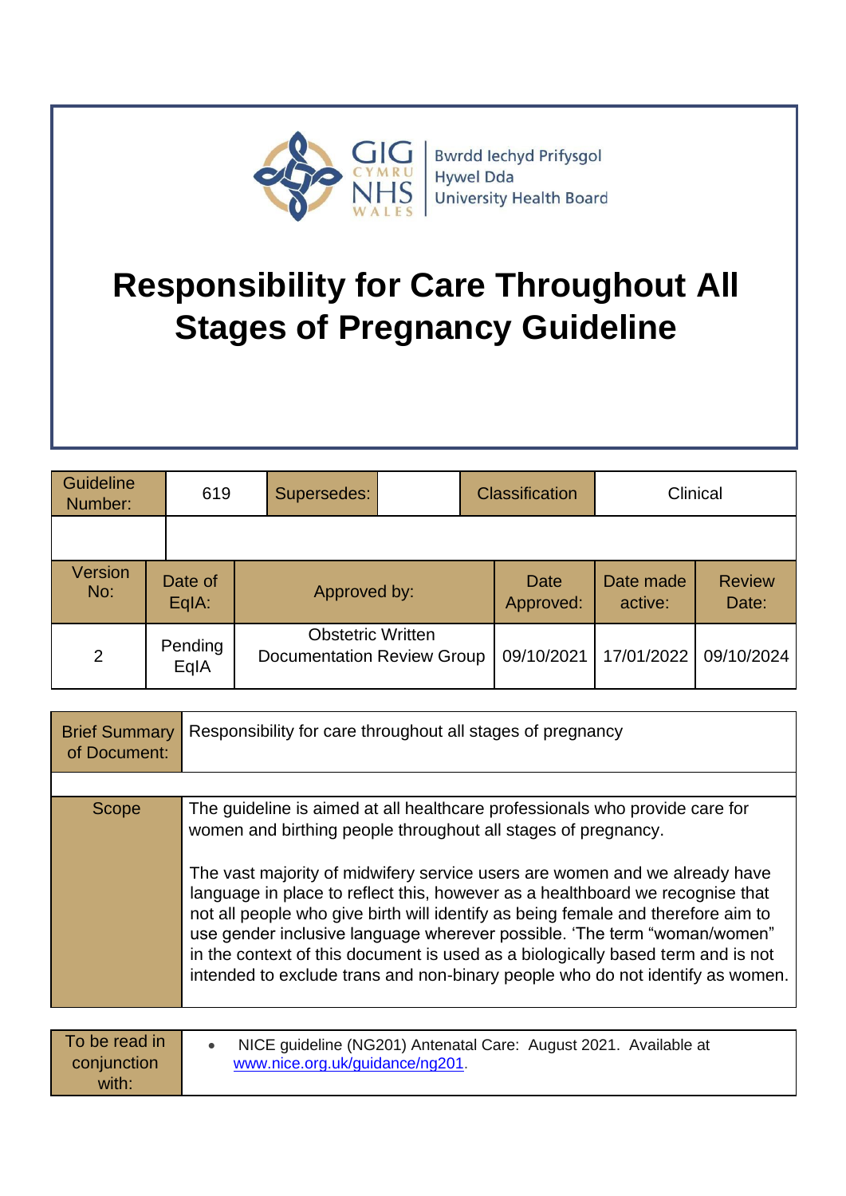GIG CYMRU NHS WALES | Bwrdd Iechyd Prifysgol Hywel Dda University Health Board

# Responsibility for Care Throughout All Stages of Pregnancy Guideline

| Guideline Number: | 619 | Supersedes: | | Classification | Clinical |
|---|---|---|---|---|---|

| Version No: | Date of EqIA: | Approved by: | Date Approved: | Date made active: | Review Date: |
|---|---|---|---|---|---|
| 2 | Pending EqIA | Obstetric Written Documentation Review Group | 09/10/2021 | 17/01/2022 | 09/10/2024 |

| Brief Summary of Document: | Responsibility for care throughout all stages of pregnancy |
|---|---|
| Scope | The guideline is aimed at all healthcare professionals who provide care for women and birthing people throughout all stages of pregnancy.<br><br>The vast majority of midwifery service users are women and we already have language in place to reflect this, however as a healthboard we recognise that not all people who give birth will identify as being female and therefore aim to use gender inclusive language wherever possible. 'The term "woman/women" in the context of this document is used as a biologically based term and is not intended to exclude trans and non-binary people who do not identify as women. |

| To be read in conjunction with: | • NICE guideline (NG201) Antenatal Care: August 2021. Available at www.nice.org.uk/guidance/ng201. |
|---|---|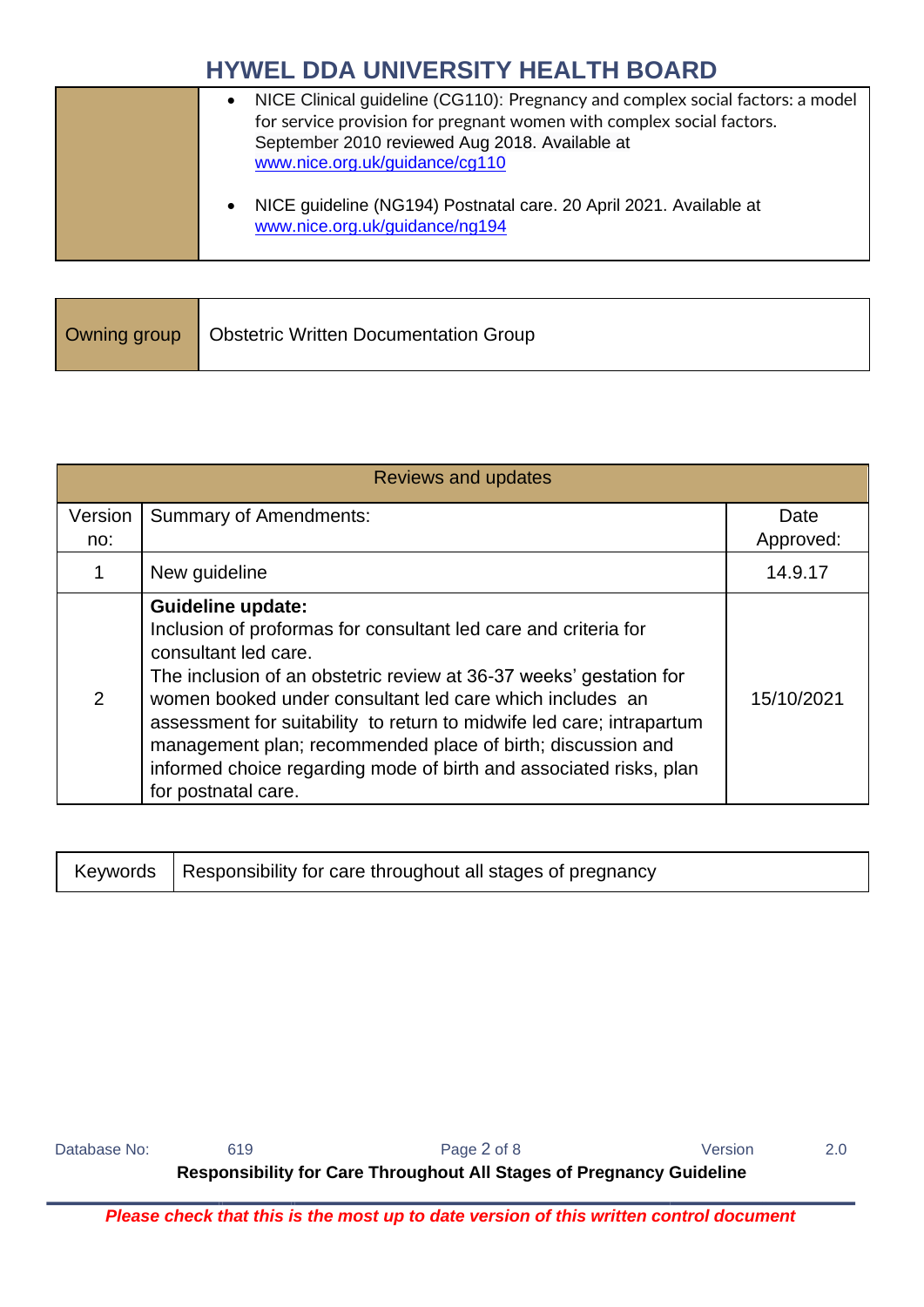| | |
|---|---|
| | • NICE Clinical guideline (CG110): Pregnancy and complex social factors: a model for service provision for pregnant women with complex social factors. September 2010 reviewed Aug 2018. Available at www.nice.org.uk/guidance/cg110<br><br>• NICE guideline (NG194) Postnatal care. 20 April 2021. Available at www.nice.org.uk/guidance/ng194 |

| Owning group | Obstetric Written Documentation Group |
|---|---|

| Reviews and updates | | |
|---|---|---|
| Version no: | Summary of Amendments: | Date Approved: |
| 1 | New guideline | 14.9.17 |
| 2 | **Guideline update:**<br>Inclusion of proformas for consultant led care and criteria for consultant led care.<br>The inclusion of an obstetric review at 36-37 weeks' gestation for women booked under consultant led care which includes an assessment for suitability to return to midwife led care; intrapartum management plan; recommended place of birth; discussion and informed choice regarding mode of birth and associated risks, plan for postnatal care. | 15/10/2021 |

| Keywords | Responsibility for care throughout all stages of pregnancy |
|---|---|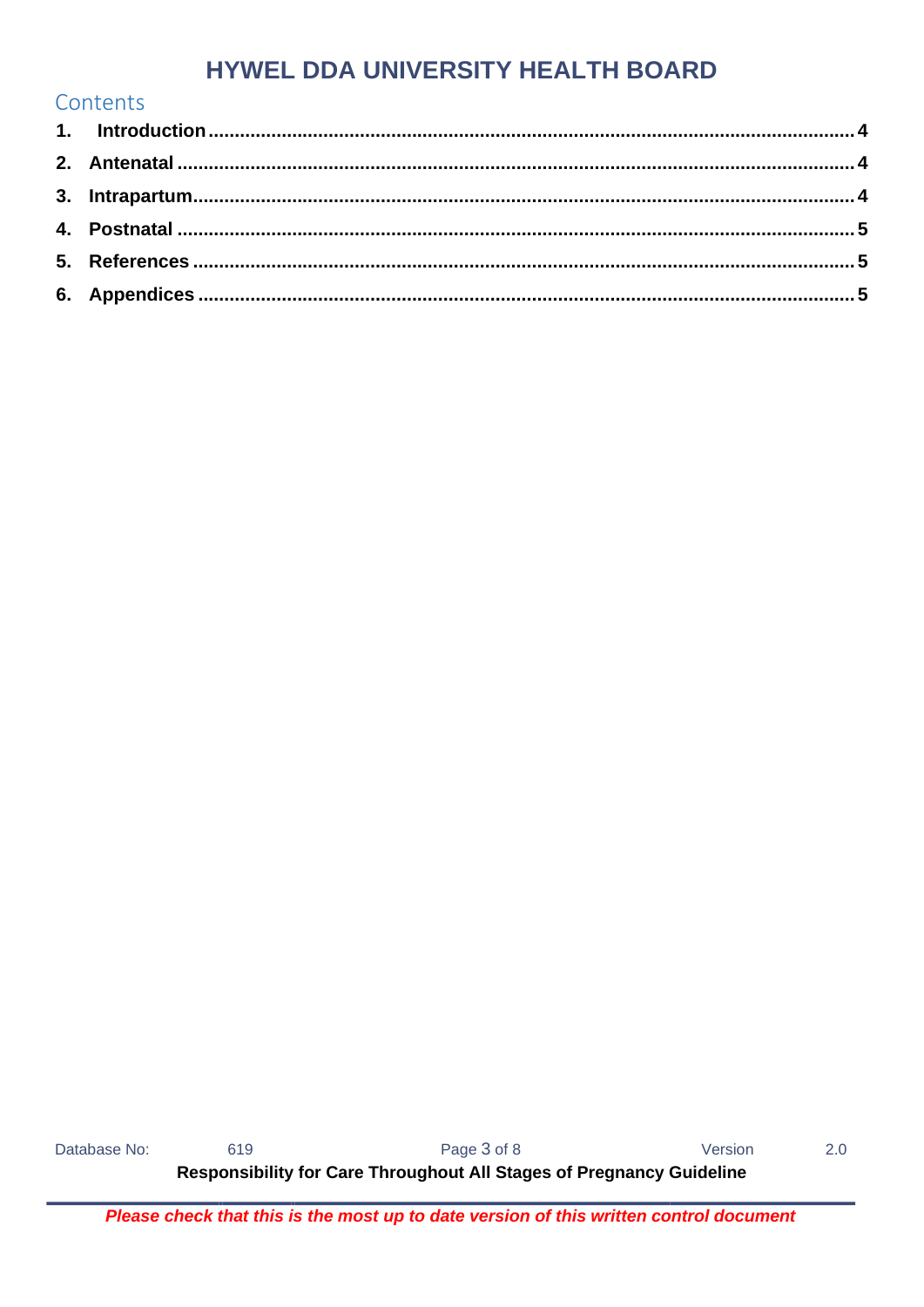## Contents

1. **Introduction** .......... 4
2. **Antenatal** .......... 4
3. **Intrapartum** .......... 4
4. **Postnatal** .......... 5
5. **References** .......... 5
6. **Appendices** .......... 5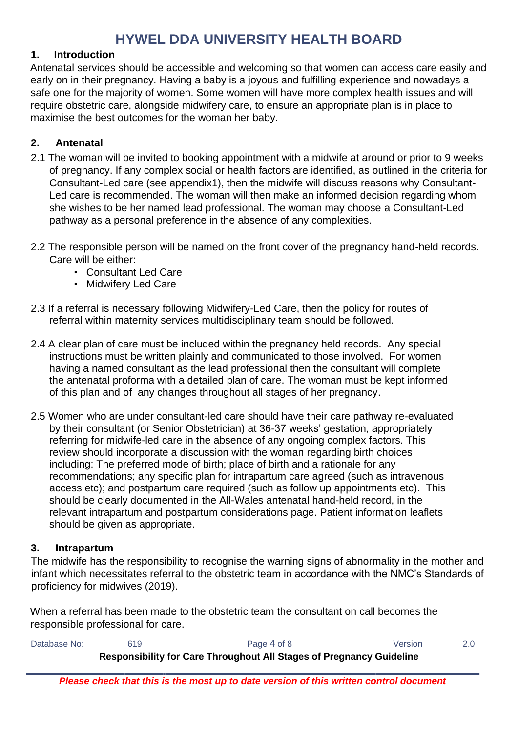## 1. Introduction

Antenatal services should be accessible and welcoming so that women can access care easily and early on in their pregnancy. Having a baby is a joyous and fulfilling experience and nowadays a safe one for the majority of women. Some women will have more complex health issues and will require obstetric care, alongside midwifery care, to ensure an appropriate plan is in place to maximise the best outcomes for the woman her baby.

## 2. Antenatal

2.1 The woman will be invited to booking appointment with a midwife at around or prior to 9 weeks of pregnancy. If any complex social or health factors are identified, as outlined in the criteria for Consultant-Led care (see appendix1), then the midwife will discuss reasons why Consultant-Led care is recommended. The woman will then make an informed decision regarding whom she wishes to be her named lead professional. The woman may choose a Consultant-Led pathway as a personal preference in the absence of any complexities.

2.2 The responsible person will be named on the front cover of the pregnancy hand-held records. Care will be either:

- Consultant Led Care
- Midwifery Led Care

2.3 If a referral is necessary following Midwifery-Led Care, then the policy for routes of referral within maternity services multidisciplinary team should be followed.

2.4 A clear plan of care must be included within the pregnancy held records. Any special instructions must be written plainly and communicated to those involved. For women having a named consultant as the lead professional then the consultant will complete the antenatal proforma with a detailed plan of care. The woman must be kept informed of this plan and of any changes throughout all stages of her pregnancy.

2.5 Women who are under consultant-led care should have their care pathway re-evaluated by their consultant (or Senior Obstetrician) at 36-37 weeks' gestation, appropriately referring for midwife-led care in the absence of any ongoing complex factors. This review should incorporate a discussion with the woman regarding birth choices including: The preferred mode of birth; place of birth and a rationale for any recommendations; any specific plan for intrapartum care agreed (such as intravenous access etc); and postpartum care required (such as follow up appointments etc). This should be clearly documented in the All-Wales antenatal hand-held record, in the relevant intrapartum and postpartum considerations page. Patient information leaflets should be given as appropriate.

## 3. Intrapartum

The midwife has the responsibility to recognise the warning signs of abnormality in the mother and infant which necessitates referral to the obstetric team in accordance with the NMC's Standards of proficiency for midwives (2019).

When a referral has been made to the obstetric team the consultant on call becomes the responsible professional for care.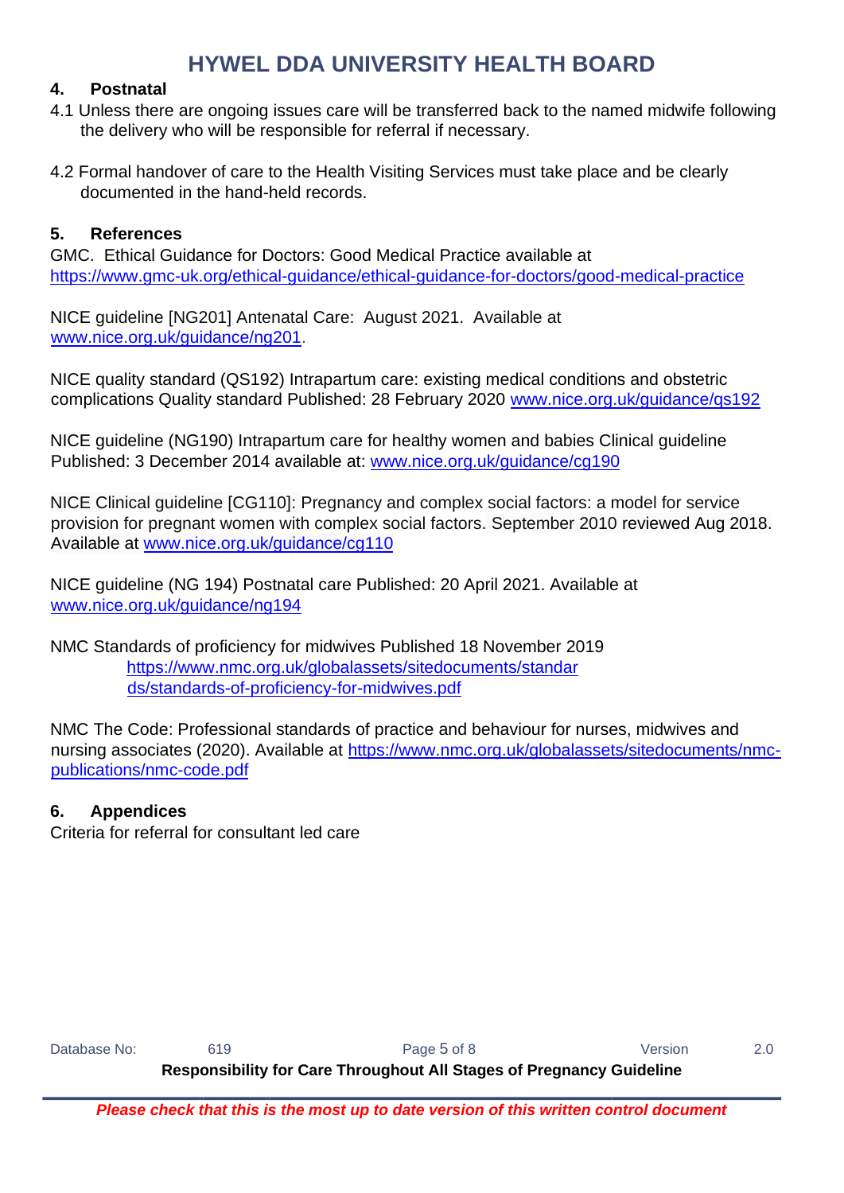## 4. Postnatal

4.1 Unless there are ongoing issues care will be transferred back to the named midwife following the delivery who will be responsible for referral if necessary.

4.2 Formal handover of care to the Health Visiting Services must take place and be clearly documented in the hand-held records.

## 5. References

GMC. Ethical Guidance for Doctors: Good Medical Practice available at https://www.gmc-uk.org/ethical-guidance/ethical-guidance-for-doctors/good-medical-practice

NICE guideline [NG201] Antenatal Care: August 2021. Available at www.nice.org.uk/guidance/ng201.

NICE quality standard (QS192) Intrapartum care: existing medical conditions and obstetric complications Quality standard Published: 28 February 2020 www.nice.org.uk/guidance/qs192

NICE guideline (NG190) Intrapartum care for healthy women and babies Clinical guideline Published: 3 December 2014 available at: www.nice.org.uk/guidance/cg190

NICE Clinical guideline [CG110]: Pregnancy and complex social factors: a model for service provision for pregnant women with complex social factors. September 2010 reviewed Aug 2018. Available at www.nice.org.uk/guidance/cg110

NICE guideline (NG 194) Postnatal care Published: 20 April 2021. Available at www.nice.org.uk/guidance/ng194

NMC Standards of proficiency for midwives Published 18 November 2019 https://www.nmc.org.uk/globalassets/sitedocuments/standards/standards-of-proficiency-for-midwives.pdf

NMC The Code: Professional standards of practice and behaviour for nurses, midwives and nursing associates (2020). Available at https://www.nmc.org.uk/globalassets/sitedocuments/nmc-publications/nmc-code.pdf

## 6. Appendices

Criteria for referral for consultant led care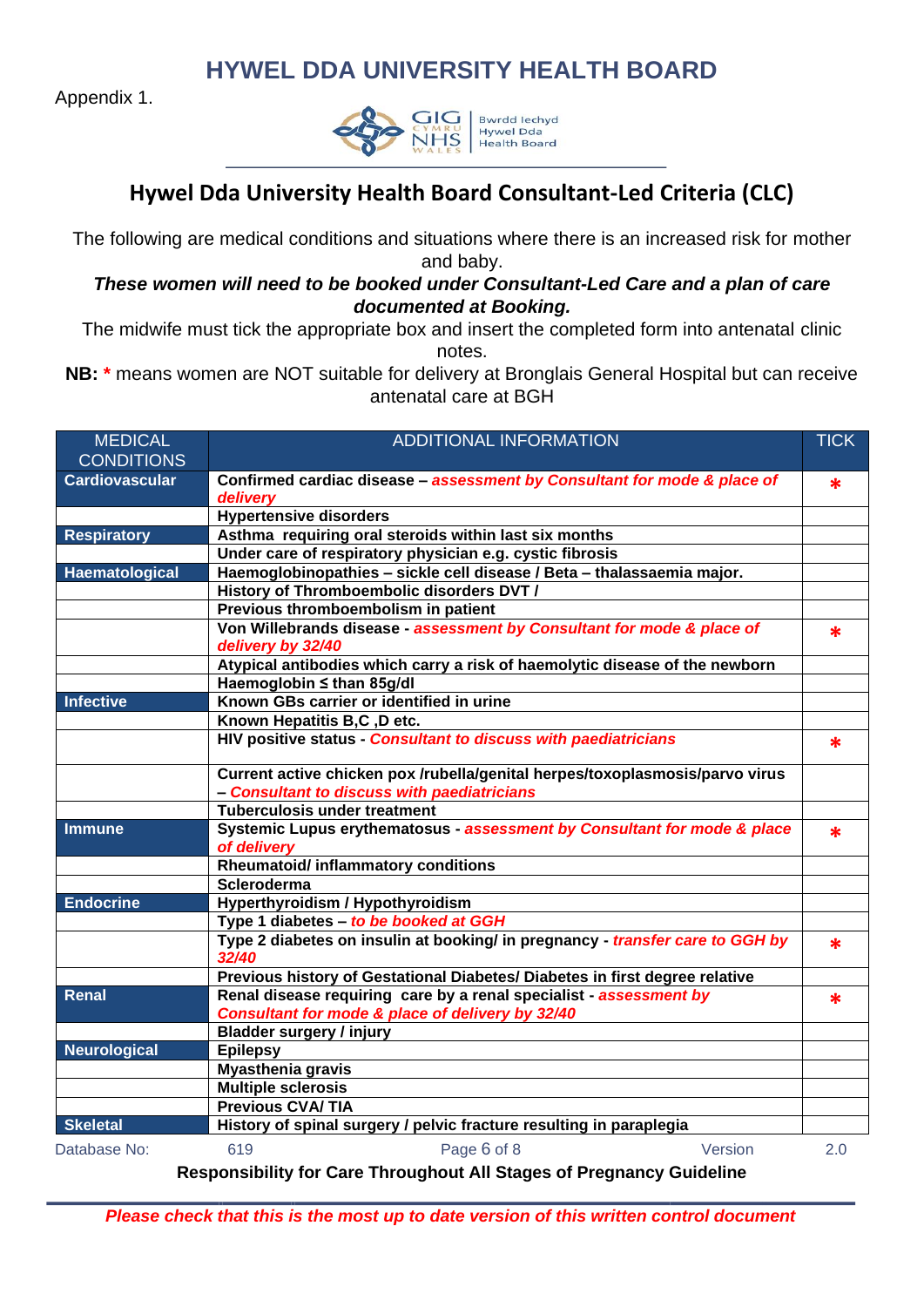# HYWEL DDA UNIVERSITY HEALTH BOARD

Appendix 1.

## Hywel Dda University Health Board Consultant-Led Criteria (CLC)

The following are medical conditions and situations where there is an increased risk for mother and baby.

***These women will need to be booked under Consultant-Led Care and a plan of care documented at Booking.***

The midwife must tick the appropriate box and insert the completed form into antenatal clinic notes.

**NB:** * means women are NOT suitable for delivery at Bronglais General Hospital but can receive antenatal care at BGH

| MEDICAL CONDITIONS | ADDITIONAL INFORMATION | TICK |
|---|---|---|
| **Cardiovascular** | **Confirmed cardiac disease –** ***assessment by Consultant for mode & place of delivery*** | * |
| | **Hypertensive disorders** | |
| **Respiratory** | **Asthma requiring oral steroids within last six months** | |
| | **Under care of respiratory physician e.g. cystic fibrosis** | |
| **Haematological** | **Haemoglobinopathies – sickle cell disease / Beta – thalassaemia major.** | |
| | **History of Thromboembolic disorders DVT /** | |
| | **Previous thromboembolism in patient** | |
| | **Von Willebrands disease -** ***assessment by Consultant for mode & place of delivery by 32/40*** | * |
| | **Atypical antibodies which carry a risk of haemolytic disease of the newborn** | |
| | **Haemoglobin ≤ than 85g/dl** | |
| **Infective** | **Known GBs carrier or identified in urine** | |
| | **Known Hepatitis B,C ,D etc.** | |
| | **HIV positive status -** ***Consultant to discuss with paediatricians*** | * |
| | **Current active chicken pox /rubella/genital herpes/toxoplasmosis/parvo virus –** ***Consultant to discuss with paediatricians*** | |
| | **Tuberculosis under treatment** | |
| **Immune** | **Systemic Lupus erythematosus -** ***assessment by Consultant for mode & place of delivery*** | * |
| | **Rheumatoid/ inflammatory conditions** | |
| | **Scleroderma** | |
| **Endocrine** | **Hyperthyroidism / Hypothyroidism** | |
| | **Type 1 diabetes –** ***to be booked at GGH*** | |
| | **Type 2 diabetes on insulin at booking/ in pregnancy -** ***transfer care to GGH by 32/40*** | * |
| | **Previous history of Gestational Diabetes/ Diabetes in first degree relative** | |
| **Renal** | **Renal disease requiring care by a renal specialist -** ***assessment by Consultant for mode & place of delivery by 32/40*** | * |
| | **Bladder surgery / injury** | |
| **Neurological** | **Epilepsy** | |
| | **Myasthenia gravis** | |
| | **Multiple sclerosis** | |
| | **Previous CVA/ TIA** | |
| **Skeletal** | **History of spinal surgery / pelvic fracture resulting in paraplegia** | |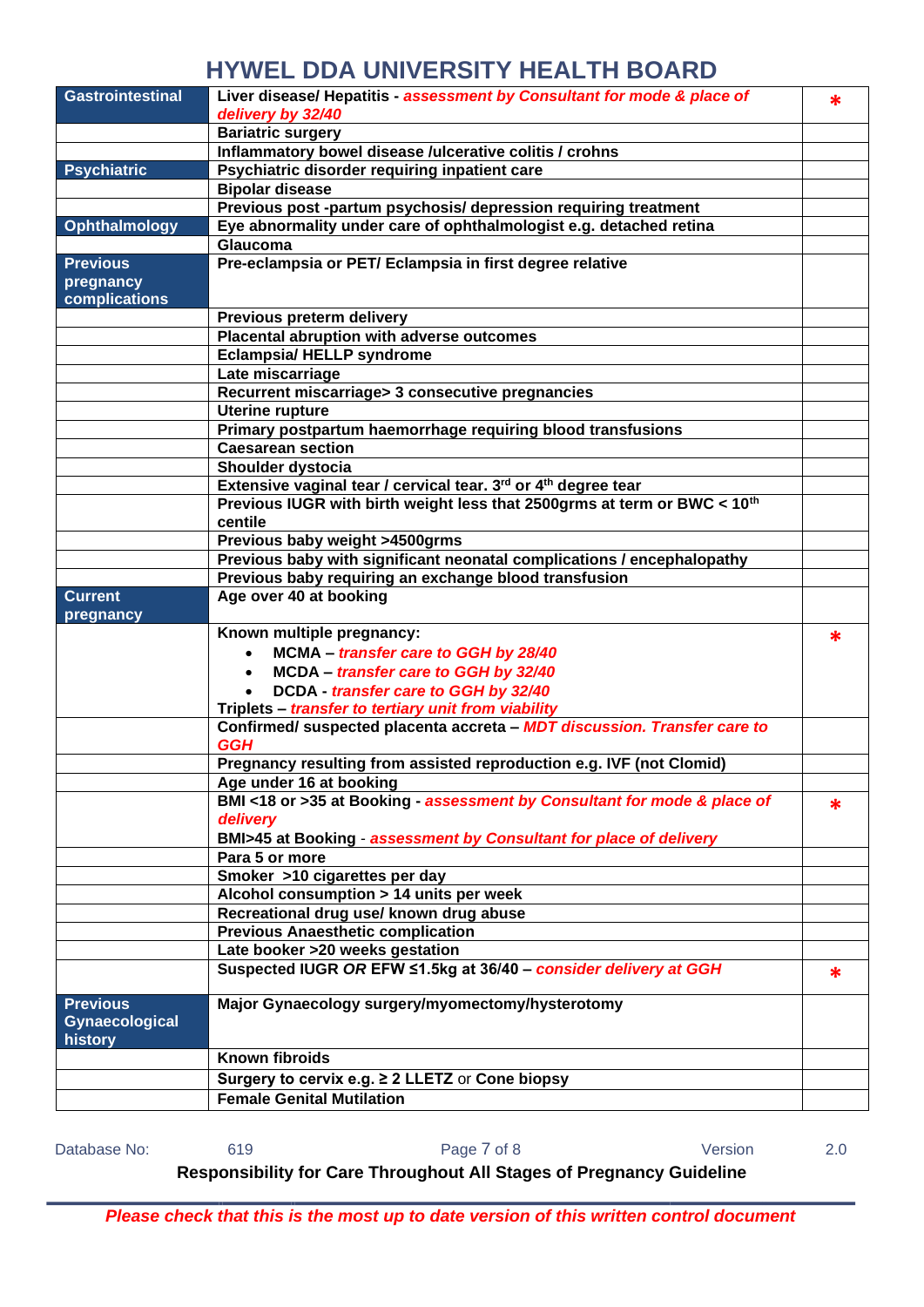| Gastrointestinal | Liver disease/ Hepatitis - *assessment by Consultant for mode & place of delivery by 32/40* | * |
|---|---|---|
| | Bariatric surgery | |
| | Inflammatory bowel disease /ulcerative colitis / crohns | |
| Psychiatric | Psychiatric disorder requiring inpatient care | |
| | Bipolar disease | |
| | Previous post -partum psychosis/ depression requiring treatment | |
| Ophthalmology | Eye abnormality under care of ophthalmologist e.g. detached retina | |
| | Glaucoma | |
| Previous pregnancy complications | Pre-eclampsia or PET/ Eclampsia in first degree relative | |
| | Previous preterm delivery | |
| | Placental abruption with adverse outcomes | |
| | Eclampsia/ HELLP syndrome | |
| | Late miscarriage | |
| | Recurrent miscarriage> 3 consecutive pregnancies | |
| | Uterine rupture | |
| | Primary postpartum haemorrhage requiring blood transfusions | |
| | Caesarean section | |
| | Shoulder dystocia | |
| | Extensive vaginal tear / cervical tear. 3rd or 4th degree tear | |
| | Previous IUGR with birth weight less that 2500grms at term or BWC < 10th centile | |
| | Previous baby weight >4500grms | |
| | Previous baby with significant neonatal complications / encephalopathy | |
| | Previous baby requiring an exchange blood transfusion | |
| Current pregnancy | Age over 40 at booking | |
| | Known multiple pregnancy:<br>• MCMA – *transfer care to GGH by 28/40*<br>• MCDA – *transfer care to GGH by 32/40*<br>• DCDA - *transfer care to GGH by 32/40*<br>Triplets – *transfer to tertiary unit from viability* | * |
| | Confirmed/ suspected placenta accreta – *MDT discussion. Transfer care to GGH* | |
| | Pregnancy resulting from assisted reproduction e.g. IVF (not Clomid) | |
| | Age under 16 at booking | |
| | BMI <18 or >35 at Booking - *assessment by Consultant for mode & place of delivery*<br>BMI>45 at Booking - *assessment by Consultant for place of delivery* | * |
| | Para 5 or more | |
| | Smoker >10 cigarettes per day | |
| | Alcohol consumption > 14 units per week | |
| | Recreational drug use/ known drug abuse | |
| | Previous Anaesthetic complication | |
| | Late booker >20 weeks gestation | |
| | Suspected IUGR *OR* EFW ≤1.5kg at 36/40 – *consider delivery at GGH* | * |
| Previous Gynaecological history | Major Gynaecology surgery/myomectomy/hysterotomy | |
| | Known fibroids | |
| | Surgery to cervix e.g. ≥ 2 LLETZ or Cone biopsy | |
| | Female Genital Mutilation | |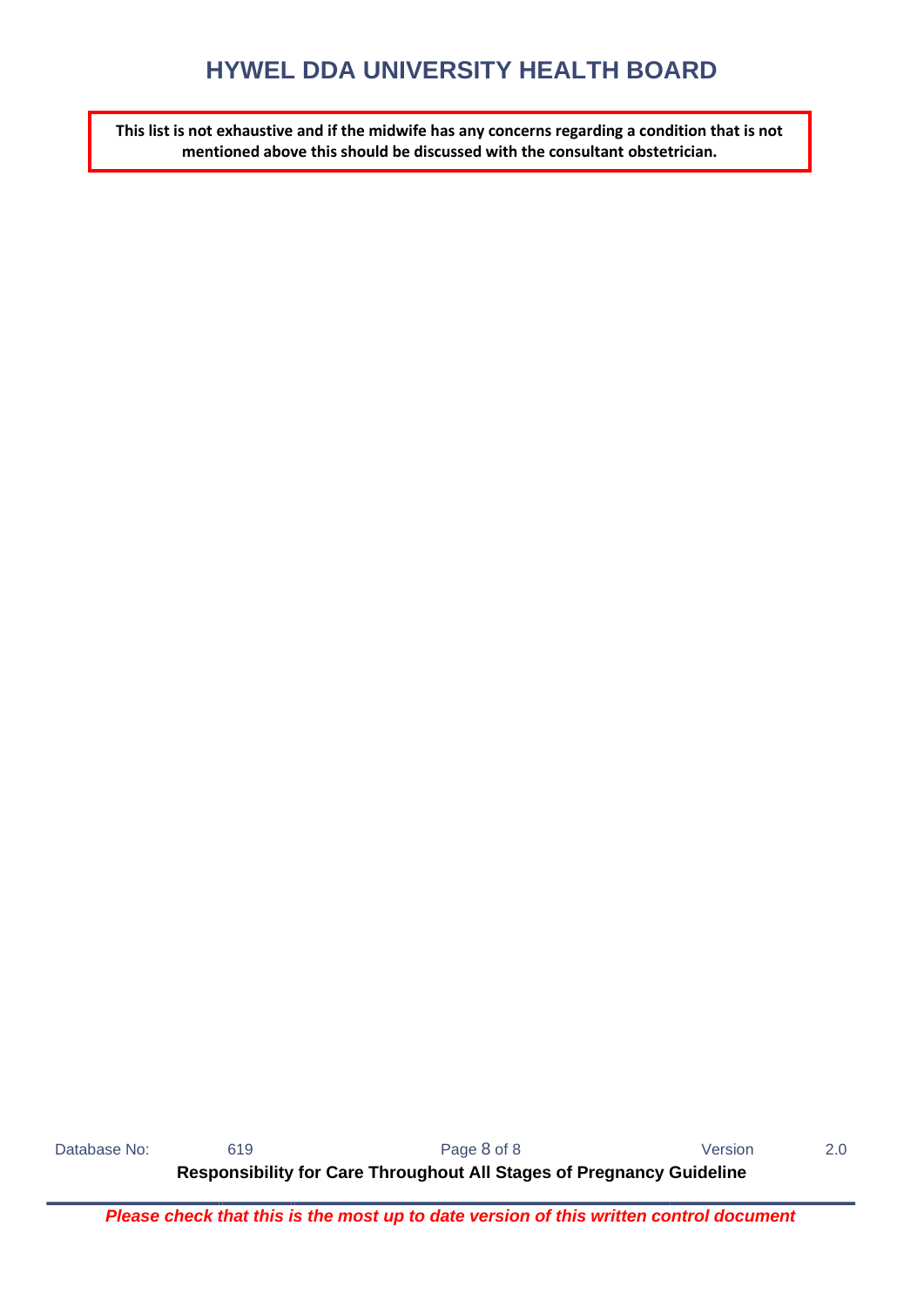**This list is not exhaustive and if the midwife has any concerns regarding a condition that is not mentioned above this should be discussed with the consultant obstetrician.**